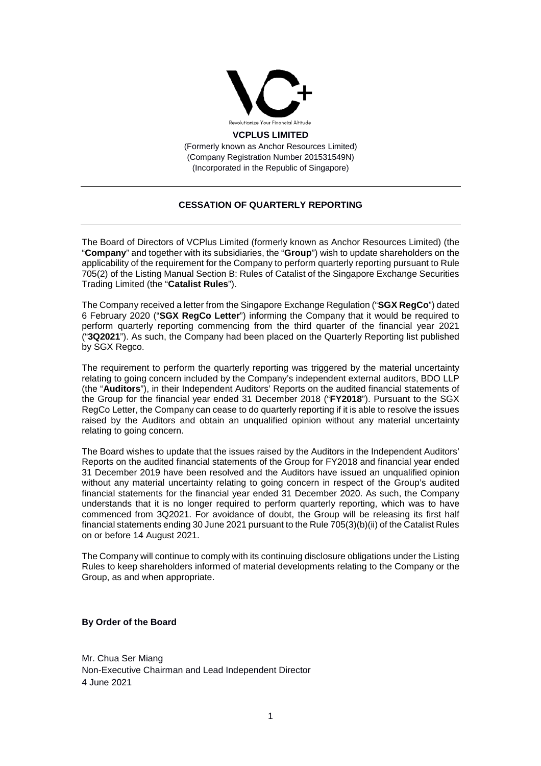Revolutionize Your Financial Altitude

**VCPLUS LIMITED**

(Formerly known as Anchor Resources Limited)
(Company Registration Number 201531549N)
(Incorporated in the Republic of Singapore)

---

**CESSATION OF QUARTERLY REPORTING**

---

The Board of Directors of VCPlus Limited (formerly known as Anchor Resources Limited) (the "**Company**" and together with its subsidiaries, the "**Group**") wish to update shareholders on the applicability of the requirement for the Company to perform quarterly reporting pursuant to Rule 705(2) of the Listing Manual Section B: Rules of Catalist of the Singapore Exchange Securities Trading Limited (the "**Catalist Rules**").

The Company received a letter from the Singapore Exchange Regulation ("**SGX RegCo**") dated 6 February 2020 ("**SGX RegCo Letter**") informing the Company that it would be required to perform quarterly reporting commencing from the third quarter of the financial year 2021 ("**3Q2021**"). As such, the Company had been placed on the Quarterly Reporting list published by SGX Regco.

The requirement to perform the quarterly reporting was triggered by the material uncertainty relating to going concern included by the Company's independent external auditors, BDO LLP (the "**Auditors**"), in their Independent Auditors' Reports on the audited financial statements of the Group for the financial year ended 31 December 2018 ("**FY2018**"). Pursuant to the SGX RegCo Letter, the Company can cease to do quarterly reporting if it is able to resolve the issues raised by the Auditors and obtain an unqualified opinion without any material uncertainty relating to going concern.

The Board wishes to update that the issues raised by the Auditors in the Independent Auditors' Reports on the audited financial statements of the Group for FY2018 and financial year ended 31 December 2019 have been resolved and the Auditors have issued an unqualified opinion without any material uncertainty relating to going concern in respect of the Group's audited financial statements for the financial year ended 31 December 2020. As such, the Company understands that it is no longer required to perform quarterly reporting, which was to have commenced from 3Q2021. For avoidance of doubt, the Group will be releasing its first half financial statements ending 30 June 2021 pursuant to the Rule 705(3)(b)(ii) of the Catalist Rules on or before 14 August 2021.

The Company will continue to comply with its continuing disclosure obligations under the Listing Rules to keep shareholders informed of material developments relating to the Company or the Group, as and when appropriate.

**By Order of the Board**

Mr. Chua Ser Miang
Non-Executive Chairman and Lead Independent Director
4 June 2021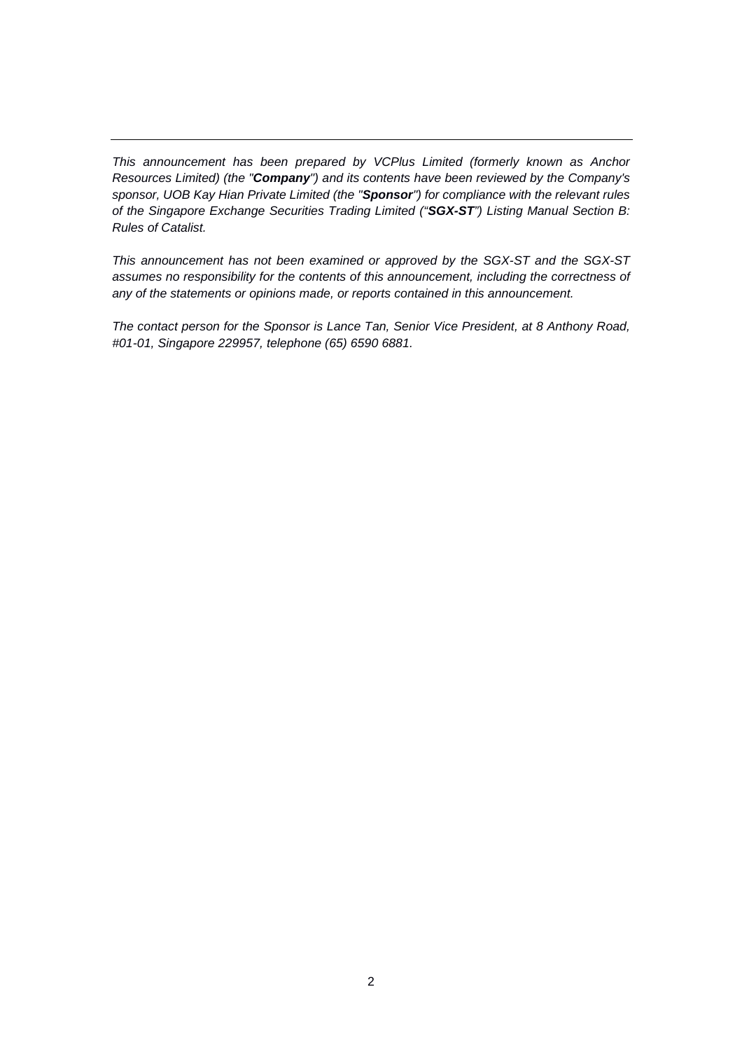---

*This announcement has been prepared by VCPlus Limited (formerly known as Anchor Resources Limited) (the "**Company**") and its contents have been reviewed by the Company's sponsor, UOB Kay Hian Private Limited (the "**Sponsor**") for compliance with the relevant rules of the Singapore Exchange Securities Trading Limited ("**SGX-ST**") Listing Manual Section B: Rules of Catalist.*

*This announcement has not been examined or approved by the SGX-ST and the SGX-ST assumes no responsibility for the contents of this announcement, including the correctness of any of the statements or opinions made, or reports contained in this announcement.*

*The contact person for the Sponsor is Lance Tan, Senior Vice President, at 8 Anthony Road, #01-01, Singapore 229957, telephone (65) 6590 6881.*